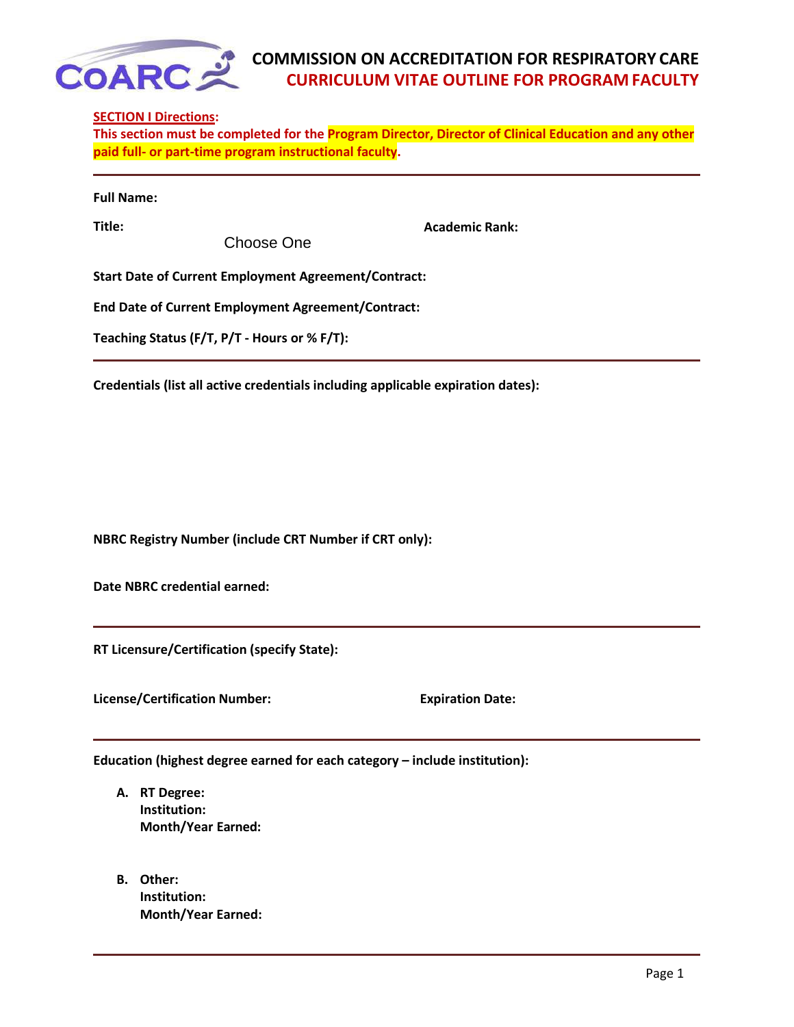# COMMISSION ON ACCREDITATION FOR RESPIRATORY CARE

## CURRICULUM VITAE OUTLINE FOR PROGRAM FACULTY

**SECTION I Directions:**

**This section must be completed for the Program Director, Director of Clinical Education and any other paid full- or part-time program instructional faculty.**

---

**Full Name:**

**Title:** Choose One **Academic Rank:**

**Start Date of Current Employment Agreement/Contract:**

**End Date of Current Employment Agreement/Contract:**

**Teaching Status (F/T, P/T - Hours or % F/T):**

---

**Credentials (list all active credentials including applicable expiration dates):**

**NBRC Registry Number (include CRT Number if CRT only):**

**Date NBRC credential earned:**

---

**RT Licensure/Certification (specify State):**

**License/Certification Number:** **Expiration Date:**

---

**Education (highest degree earned for each category – include institution):**

**A. RT Degree:**
**Institution:**
**Month/Year Earned:**

**B. Other:**
**Institution:**
**Month/Year Earned:**

---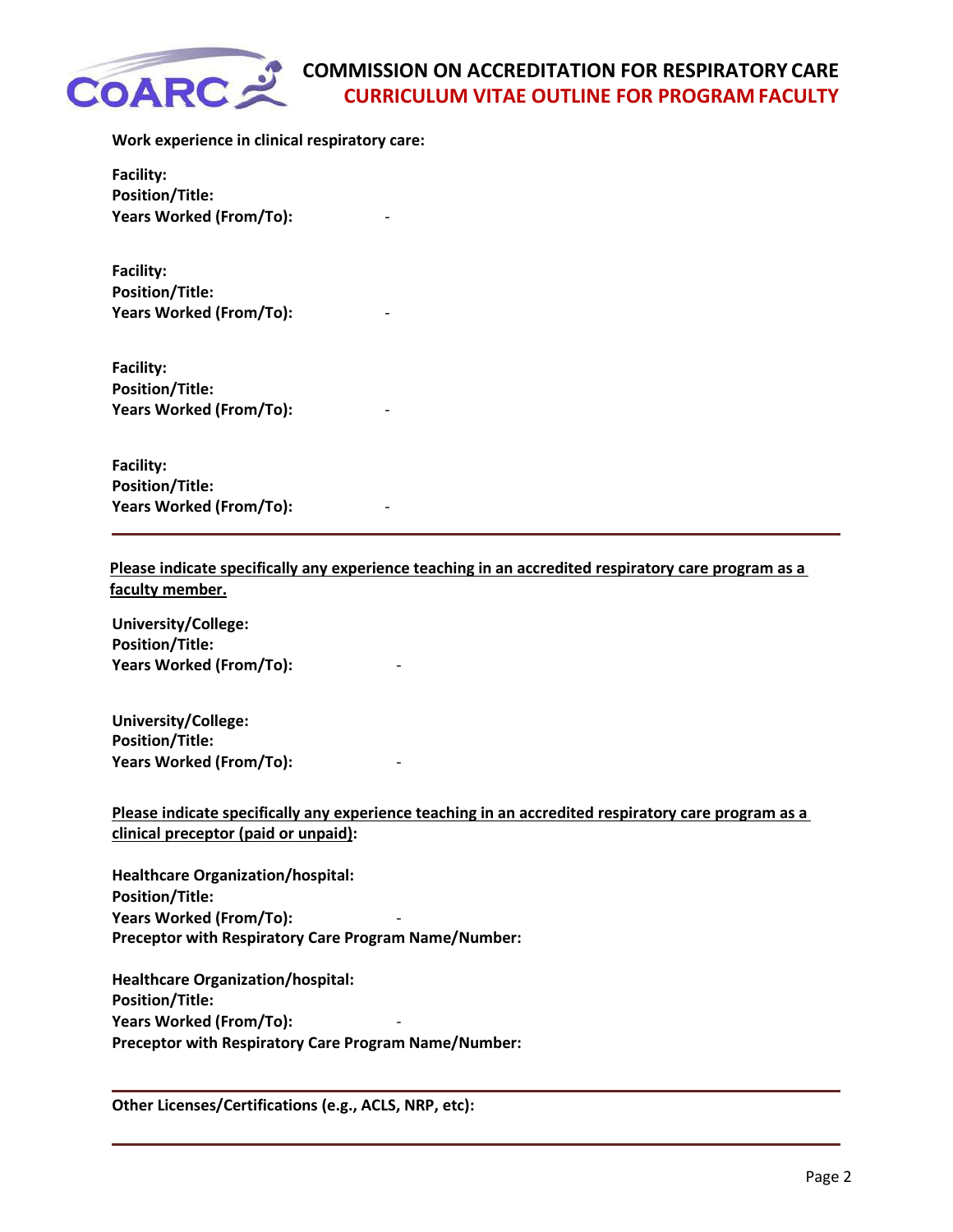**Work experience in clinical respiratory care:**

**Facility:**
**Position/Title:**
**Years Worked (From/To):** -

**Facility:**
**Position/Title:**
**Years Worked (From/To):** -

**Facility:**
**Position/Title:**
**Years Worked (From/To):** -

**Facility:**
**Position/Title:**
**Years Worked (From/To):** -

---

**Please indicate specifically any experience teaching in an accredited respiratory care program as a faculty member.**

**University/College:**
**Position/Title:**
**Years Worked (From/To):** -

**University/College:**
**Position/Title:**
**Years Worked (From/To):** -

**Please indicate specifically any experience teaching in an accredited respiratory care program as a clinical preceptor (paid or unpaid):**

**Healthcare Organization/hospital:**
**Position/Title:**
**Years Worked (From/To):** -
**Preceptor with Respiratory Care Program Name/Number:**

**Healthcare Organization/hospital:**
**Position/Title:**
**Years Worked (From/To):** -
**Preceptor with Respiratory Care Program Name/Number:**

---

**Other Licenses/Certifications (e.g., ACLS, NRP, etc):**

---